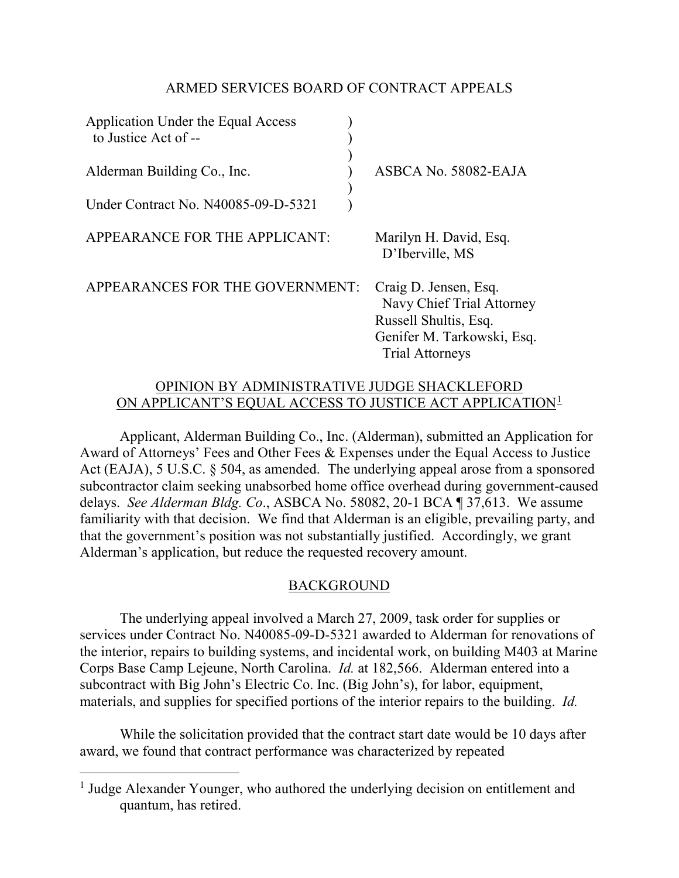# ARMED SERVICES BOARD OF CONTRACT APPEALS

| | | |
|---|---|---|
| Application Under the Equal Access to Justice Act of -- | ) | |
| | ) | |
| Alderman Building Co., Inc. | ) | ASBCA No. 58082-EAJA |
| | ) | |
| Under Contract No. N40085-09-D-5321 | ) | |

APPEARANCE FOR THE APPLICANT: Marilyn H. David, Esq.
D'Iberville, MS

APPEARANCES FOR THE GOVERNMENT: Craig D. Jensen, Esq.
Navy Chief Trial Attorney
Russell Shultis, Esq.
Genifer M. Tarkowski, Esq.
Trial Attorneys

## OPINION BY ADMINISTRATIVE JUDGE SHACKLEFORD ON APPLICANT'S EQUAL ACCESS TO JUSTICE ACT APPLICATION[1]

Applicant, Alderman Building Co., Inc. (Alderman), submitted an Application for Award of Attorneys' Fees and Other Fees & Expenses under the Equal Access to Justice Act (EAJA), 5 U.S.C. § 504, as amended. The underlying appeal arose from a sponsored subcontractor claim seeking unabsorbed home office overhead during government-caused delays. *See Alderman Bldg. Co*., ASBCA No. 58082, 20-1 BCA ¶ 37,613. We assume familiarity with that decision. We find that Alderman is an eligible, prevailing party, and that the government's position was not substantially justified. Accordingly, we grant Alderman's application, but reduce the requested recovery amount.

## BACKGROUND

The underlying appeal involved a March 27, 2009, task order for supplies or services under Contract No. N40085-09-D-5321 awarded to Alderman for renovations of the interior, repairs to building systems, and incidental work, on building M403 at Marine Corps Base Camp Lejeune, North Carolina. *Id.* at 182,566. Alderman entered into a subcontract with Big John's Electric Co. Inc. (Big John's), for labor, equipment, materials, and supplies for specified portions of the interior repairs to the building. *Id.*

While the solicitation provided that the contract start date would be 10 days after award, we found that contract performance was characterized by repeated

---

[1] Judge Alexander Younger, who authored the underlying decision on entitlement and quantum, has retired.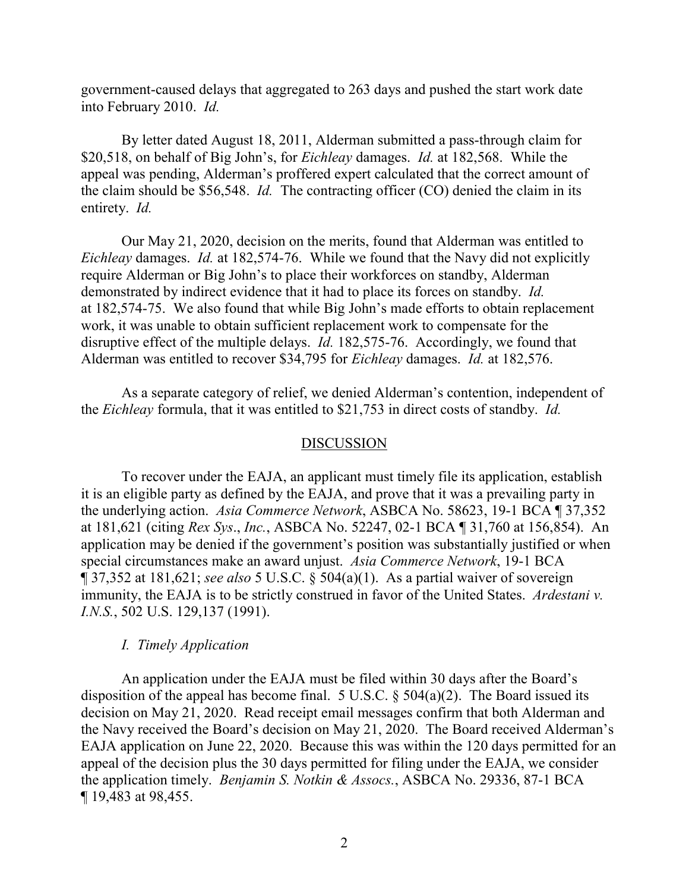government-caused delays that aggregated to 263 days and pushed the start work date into February 2010. *Id.*

By letter dated August 18, 2011, Alderman submitted a pass-through claim for $20,518, on behalf of Big John's, for *Eichleay* damages. *Id.* at 182,568. While the appeal was pending, Alderman's proffered expert calculated that the correct amount of the claim should be $56,548. *Id.* The contracting officer (CO) denied the claim in its entirety. *Id.*

Our May 21, 2020, decision on the merits, found that Alderman was entitled to *Eichleay* damages. *Id.* at 182,574-76. While we found that the Navy did not explicitly require Alderman or Big John's to place their workforces on standby, Alderman demonstrated by indirect evidence that it had to place its forces on standby. *Id.* at 182,574-75. We also found that while Big John's made efforts to obtain replacement work, it was unable to obtain sufficient replacement work to compensate for the disruptive effect of the multiple delays. *Id.* 182,575-76. Accordingly, we found that Alderman was entitled to recover $34,795 for *Eichleay* damages. *Id.* at 182,576.

As a separate category of relief, we denied Alderman's contention, independent of the *Eichleay* formula, that it was entitled to $21,753 in direct costs of standby. *Id.*

## DISCUSSION

To recover under the EAJA, an applicant must timely file its application, establish it is an eligible party as defined by the EAJA, and prove that it was a prevailing party in the underlying action. *Asia Commerce Network*, ASBCA No. 58623, 19-1 BCA ¶ 37,352 at 181,621 (citing *Rex Sys*., *Inc.*, ASBCA No. 52247, 02-1 BCA ¶ 31,760 at 156,854). An application may be denied if the government's position was substantially justified or when special circumstances make an award unjust. *Asia Commerce Network*, 19-1 BCA ¶ 37,352 at 181,621; *see also* 5 U.S.C. § 504(a)(1). As a partial waiver of sovereign immunity, the EAJA is to be strictly construed in favor of the United States. *Ardestani v. I.N.S.*, 502 U.S. 129,137 (1991).

### *I. Timely Application*

An application under the EAJA must be filed within 30 days after the Board's disposition of the appeal has become final. 5 U.S.C. § 504(a)(2). The Board issued its decision on May 21, 2020. Read receipt email messages confirm that both Alderman and the Navy received the Board's decision on May 21, 2020. The Board received Alderman's EAJA application on June 22, 2020. Because this was within the 120 days permitted for an appeal of the decision plus the 30 days permitted for filing under the EAJA, we consider the application timely. *Benjamin S. Notkin & Assocs.*, ASBCA No. 29336, 87-1 BCA ¶ 19,483 at 98,455.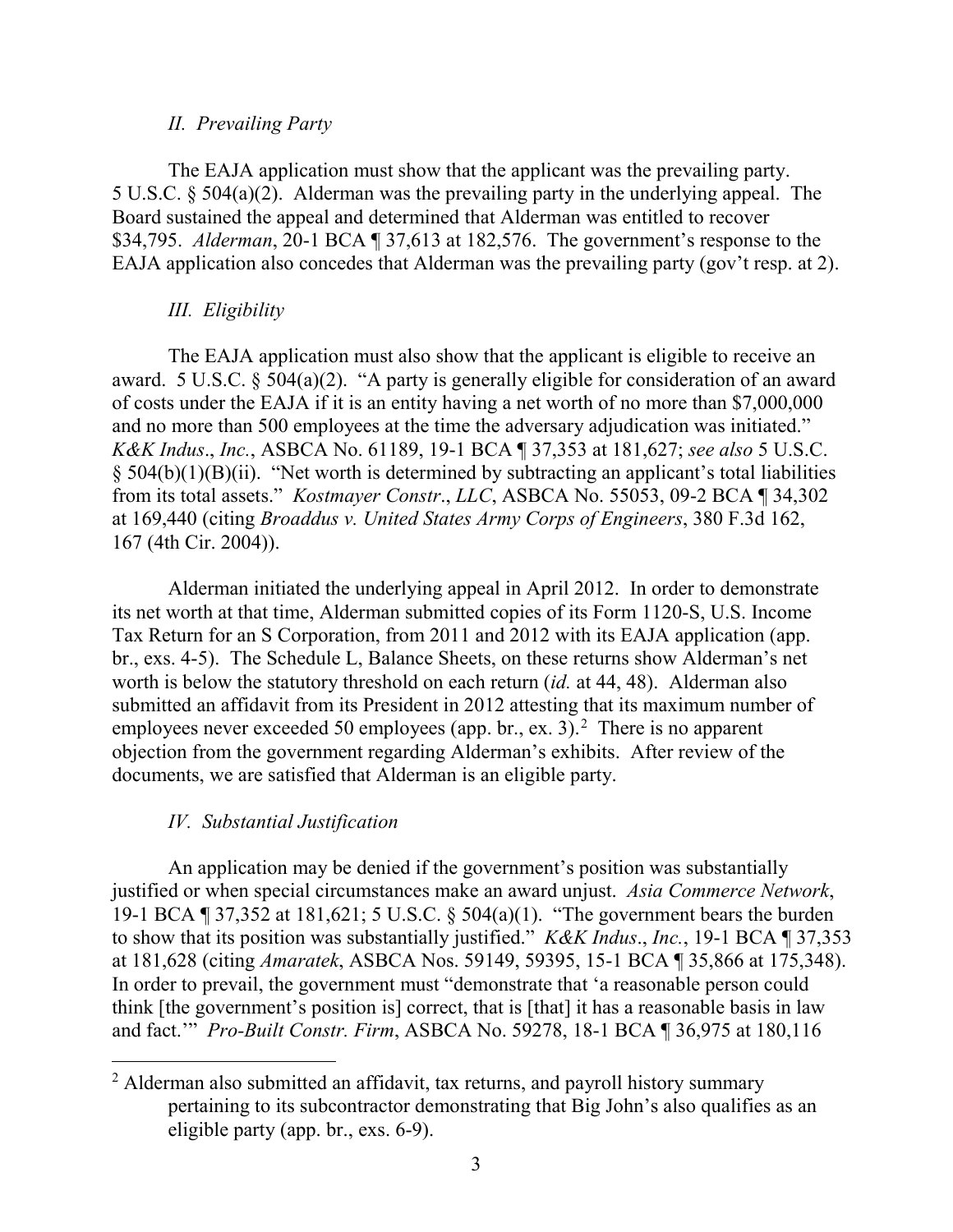### *II. Prevailing Party*

The EAJA application must show that the applicant was the prevailing party. 5 U.S.C. § 504(a)(2). Alderman was the prevailing party in the underlying appeal. The Board sustained the appeal and determined that Alderman was entitled to recover $34,795. *Alderman*, 20-1 BCA ¶ 37,613 at 182,576. The government's response to the EAJA application also concedes that Alderman was the prevailing party (gov't resp. at 2).

### *III. Eligibility*

The EAJA application must also show that the applicant is eligible to receive an award. 5 U.S.C. § 504(a)(2). "A party is generally eligible for consideration of an award of costs under the EAJA if it is an entity having a net worth of no more than $7,000,000 and no more than 500 employees at the time the adversary adjudication was initiated." *K&K Indus*., *Inc.*, ASBCA No. 61189, 19-1 BCA ¶ 37,353 at 181,627; *see also* 5 U.S.C. § 504(b)(1)(B)(ii). "Net worth is determined by subtracting an applicant's total liabilities from its total assets." *Kostmayer Constr*., *LLC*, ASBCA No. 55053, 09-2 BCA ¶ 34,302 at 169,440 (citing *Broaddus v. United States Army Corps of Engineers*, 380 F.3d 162, 167 (4th Cir. 2004)).

Alderman initiated the underlying appeal in April 2012. In order to demonstrate its net worth at that time, Alderman submitted copies of its Form 1120-S, U.S. Income Tax Return for an S Corporation, from 2011 and 2012 with its EAJA application (app. br., exs. 4-5). The Schedule L, Balance Sheets, on these returns show Alderman's net worth is below the statutory threshold on each return (*id.* at 44, 48). Alderman also submitted an affidavit from its President in 2012 attesting that its maximum number of employees never exceeded 50 employees (app. br., ex. 3).[2] There is no apparent objection from the government regarding Alderman's exhibits. After review of the documents, we are satisfied that Alderman is an eligible party.

### *IV. Substantial Justification*

An application may be denied if the government's position was substantially justified or when special circumstances make an award unjust. *Asia Commerce Network*, 19-1 BCA ¶ 37,352 at 181,621; 5 U.S.C. § 504(a)(1). "The government bears the burden to show that its position was substantially justified." *K&K Indus*., *Inc.*, 19-1 BCA ¶ 37,353 at 181,628 (citing *Amaratek*, ASBCA Nos. 59149, 59395, 15-1 BCA ¶ 35,866 at 175,348). In order to prevail, the government must "demonstrate that 'a reasonable person could think [the government's position is] correct, that is [that] it has a reasonable basis in law and fact.'" *Pro-Built Constr. Firm*, ASBCA No. 59278, 18-1 BCA ¶ 36,975 at 180,116

---

[2] Alderman also submitted an affidavit, tax returns, and payroll history summary pertaining to its subcontractor demonstrating that Big John's also qualifies as an eligible party (app. br., exs. 6-9).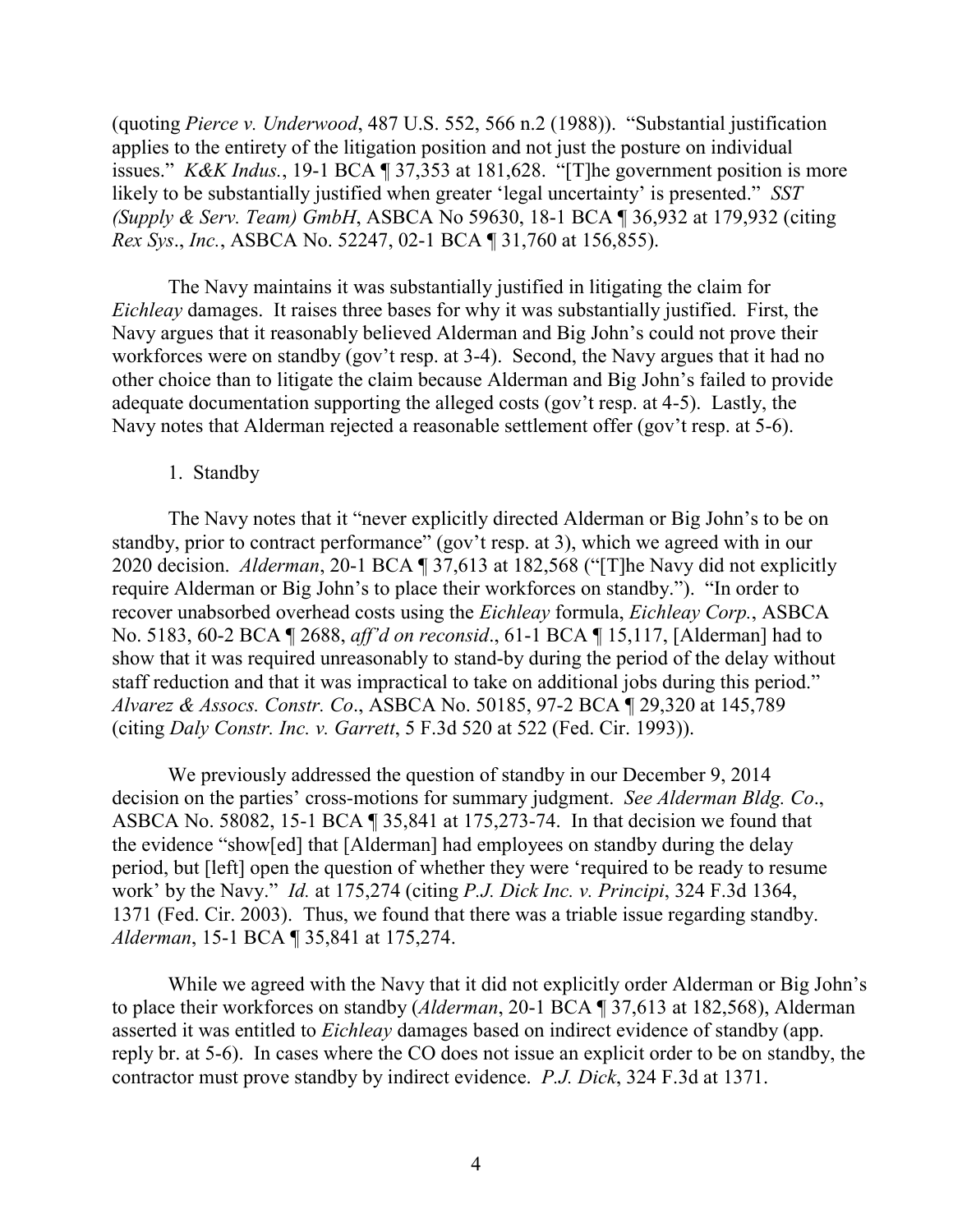(quoting *Pierce v. Underwood*, 487 U.S. 552, 566 n.2 (1988)). "Substantial justification applies to the entirety of the litigation position and not just the posture on individual issues." *K&K Indus.*, 19-1 BCA ¶ 37,353 at 181,628. "[T]he government position is more likely to be substantially justified when greater 'legal uncertainty' is presented." *SST (Supply & Serv. Team) GmbH*, ASBCA No 59630, 18-1 BCA ¶ 36,932 at 179,932 (citing *Rex Sys*., *Inc.*, ASBCA No. 52247, 02-1 BCA ¶ 31,760 at 156,855).

The Navy maintains it was substantially justified in litigating the claim for *Eichleay* damages. It raises three bases for why it was substantially justified. First, the Navy argues that it reasonably believed Alderman and Big John's could not prove their workforces were on standby (gov't resp. at 3-4). Second, the Navy argues that it had no other choice than to litigate the claim because Alderman and Big John's failed to provide adequate documentation supporting the alleged costs (gov't resp. at 4-5). Lastly, the Navy notes that Alderman rejected a reasonable settlement offer (gov't resp. at 5-6).

1. Standby

The Navy notes that it "never explicitly directed Alderman or Big John's to be on standby, prior to contract performance" (gov't resp. at 3), which we agreed with in our 2020 decision. *Alderman*, 20-1 BCA ¶ 37,613 at 182,568 ("[T]he Navy did not explicitly require Alderman or Big John's to place their workforces on standby."). "In order to recover unabsorbed overhead costs using the *Eichleay* formula, *Eichleay Corp.*, ASBCA No. 5183, 60-2 BCA ¶ 2688, *aff'd on reconsid*., 61-1 BCA ¶ 15,117, [Alderman] had to show that it was required unreasonably to stand-by during the period of the delay without staff reduction and that it was impractical to take on additional jobs during this period." *Alvarez & Assocs. Constr. Co*., ASBCA No. 50185, 97-2 BCA ¶ 29,320 at 145,789 (citing *Daly Constr. Inc. v. Garrett*, 5 F.3d 520 at 522 (Fed. Cir. 1993)).

We previously addressed the question of standby in our December 9, 2014 decision on the parties' cross-motions for summary judgment. *See Alderman Bldg. Co*., ASBCA No. 58082, 15-1 BCA ¶ 35,841 at 175,273-74. In that decision we found that the evidence "show[ed] that [Alderman] had employees on standby during the delay period, but [left] open the question of whether they were 'required to be ready to resume work' by the Navy." *Id.* at 175,274 (citing *P.J. Dick Inc. v. Principi*, 324 F.3d 1364, 1371 (Fed. Cir. 2003). Thus, we found that there was a triable issue regarding standby. *Alderman*, 15-1 BCA ¶ 35,841 at 175,274.

While we agreed with the Navy that it did not explicitly order Alderman or Big John's to place their workforces on standby (*Alderman*, 20-1 BCA ¶ 37,613 at 182,568), Alderman asserted it was entitled to *Eichleay* damages based on indirect evidence of standby (app. reply br. at 5-6). In cases where the CO does not issue an explicit order to be on standby, the contractor must prove standby by indirect evidence. *P.J. Dick*, 324 F.3d at 1371.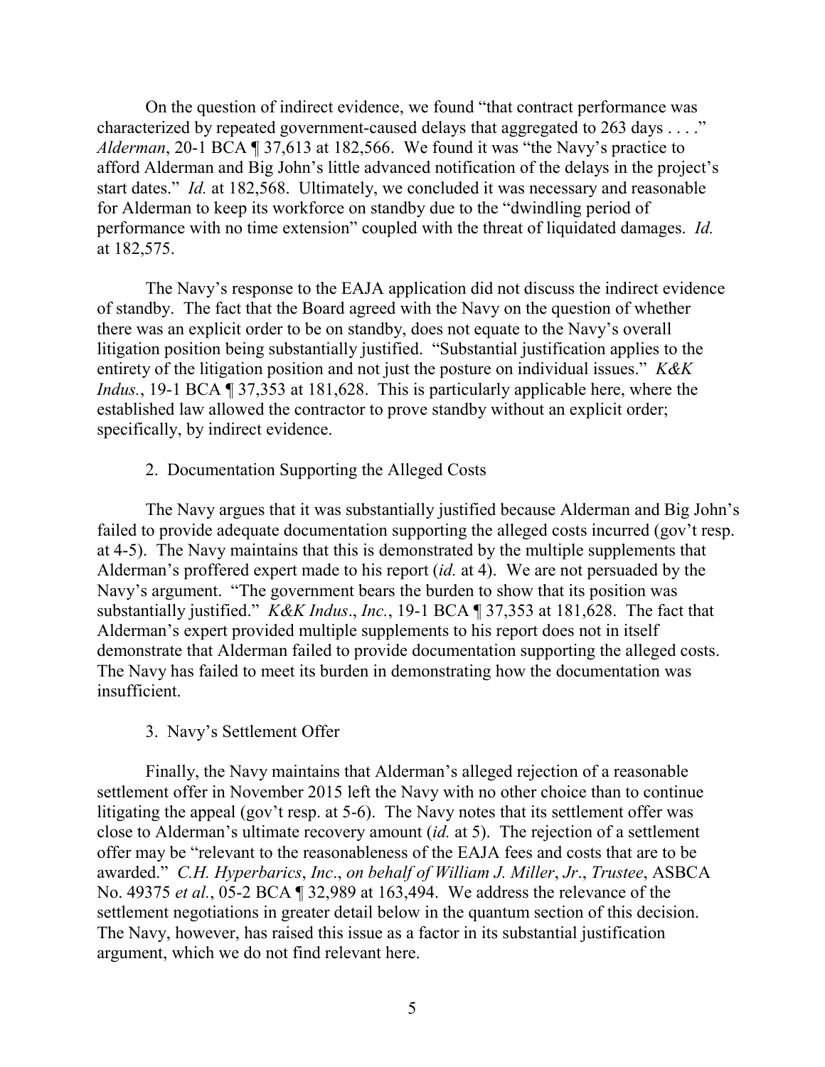On the question of indirect evidence, we found "that contract performance was characterized by repeated government-caused delays that aggregated to 263 days . . . ." *Alderman*, 20-1 BCA ¶ 37,613 at 182,566. We found it was "the Navy's practice to afford Alderman and Big John's little advanced notification of the delays in the project's start dates." *Id.* at 182,568. Ultimately, we concluded it was necessary and reasonable for Alderman to keep its workforce on standby due to the "dwindling period of performance with no time extension" coupled with the threat of liquidated damages. *Id.* at 182,575.

The Navy's response to the EAJA application did not discuss the indirect evidence of standby. The fact that the Board agreed with the Navy on the question of whether there was an explicit order to be on standby, does not equate to the Navy's overall litigation position being substantially justified. "Substantial justification applies to the entirety of the litigation position and not just the posture on individual issues." *K&K Indus.*, 19-1 BCA ¶ 37,353 at 181,628. This is particularly applicable here, where the established law allowed the contractor to prove standby without an explicit order; specifically, by indirect evidence.

2. Documentation Supporting the Alleged Costs

The Navy argues that it was substantially justified because Alderman and Big John's failed to provide adequate documentation supporting the alleged costs incurred (gov't resp. at 4-5). The Navy maintains that this is demonstrated by the multiple supplements that Alderman's proffered expert made to his report (*id.* at 4). We are not persuaded by the Navy's argument. "The government bears the burden to show that its position was substantially justified." *K&K Indus*., *Inc.*, 19-1 BCA ¶ 37,353 at 181,628. The fact that Alderman's expert provided multiple supplements to his report does not in itself demonstrate that Alderman failed to provide documentation supporting the alleged costs. The Navy has failed to meet its burden in demonstrating how the documentation was insufficient.

3. Navy's Settlement Offer

Finally, the Navy maintains that Alderman's alleged rejection of a reasonable settlement offer in November 2015 left the Navy with no other choice than to continue litigating the appeal (gov't resp. at 5-6). The Navy notes that its settlement offer was close to Alderman's ultimate recovery amount (*id.* at 5). The rejection of a settlement offer may be "relevant to the reasonableness of the EAJA fees and costs that are to be awarded." *C.H. Hyperbarics*, *Inc*., *on behalf of William J. Miller*, *Jr*., *Trustee*, ASBCA No. 49375 *et al.*, 05-2 BCA ¶ 32,989 at 163,494. We address the relevance of the settlement negotiations in greater detail below in the quantum section of this decision. The Navy, however, has raised this issue as a factor in its substantial justification argument, which we do not find relevant here.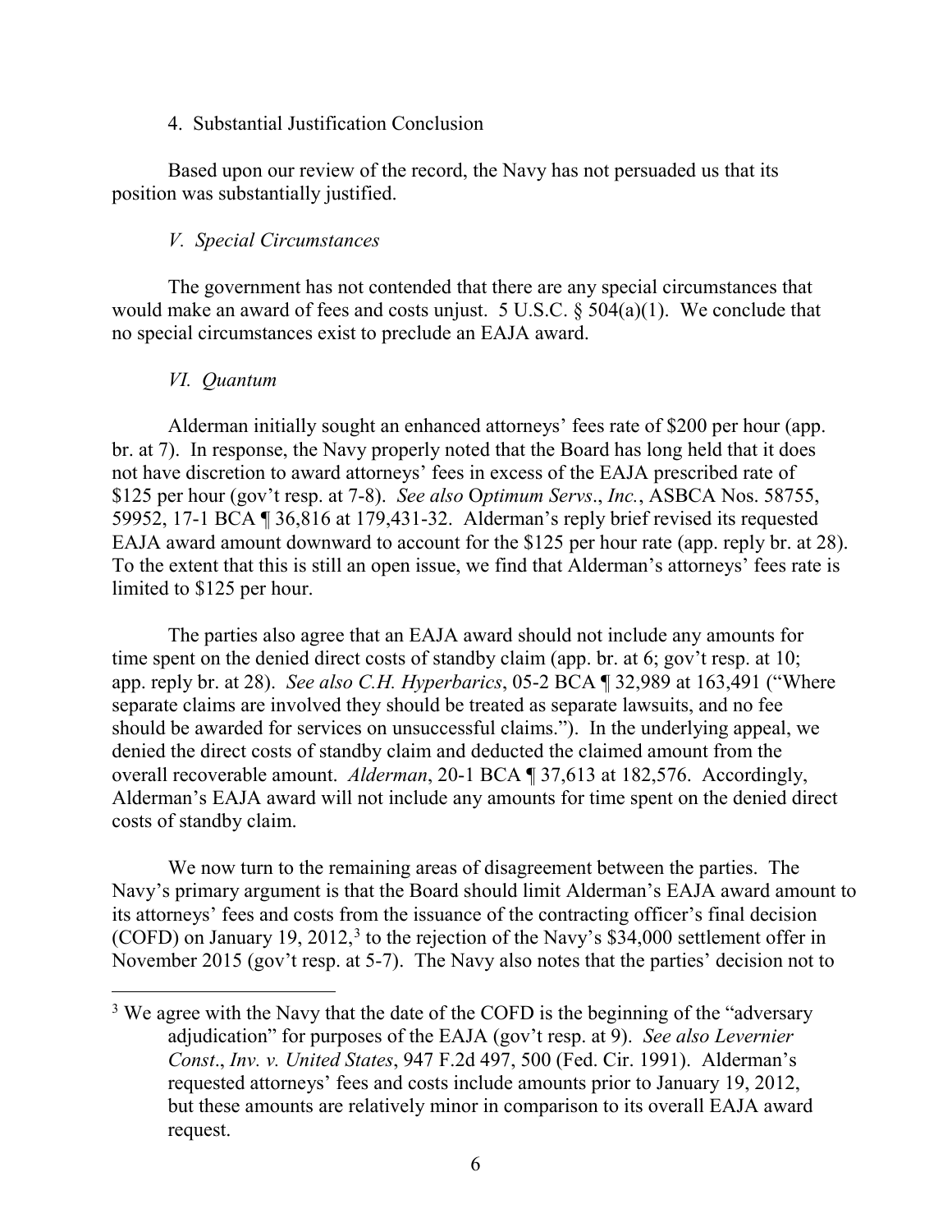4. Substantial Justification Conclusion

Based upon our review of the record, the Navy has not persuaded us that its position was substantially justified.

*V. Special Circumstances*

The government has not contended that there are any special circumstances that would make an award of fees and costs unjust. 5 U.S.C. § 504(a)(1). We conclude that no special circumstances exist to preclude an EAJA award.

*VI. Quantum*

Alderman initially sought an enhanced attorneys' fees rate of $200 per hour (app. br. at 7). In response, the Navy properly noted that the Board has long held that it does not have discretion to award attorneys' fees in excess of the EAJA prescribed rate of $125 per hour (gov't resp. at 7-8). *See also* O*ptimum Servs*., *Inc.*, ASBCA Nos. 58755, 59952, 17-1 BCA ¶ 36,816 at 179,431-32. Alderman's reply brief revised its requested EAJA award amount downward to account for the $125 per hour rate (app. reply br. at 28). To the extent that this is still an open issue, we find that Alderman's attorneys' fees rate is limited to $125 per hour.

The parties also agree that an EAJA award should not include any amounts for time spent on the denied direct costs of standby claim (app. br. at 6; gov't resp. at 10; app. reply br. at 28). *See also C.H. Hyperbarics*, 05-2 BCA ¶ 32,989 at 163,491 ("Where separate claims are involved they should be treated as separate lawsuits, and no fee should be awarded for services on unsuccessful claims."). In the underlying appeal, we denied the direct costs of standby claim and deducted the claimed amount from the overall recoverable amount. *Alderman*, 20-1 BCA ¶ 37,613 at 182,576. Accordingly, Alderman's EAJA award will not include any amounts for time spent on the denied direct costs of standby claim.

We now turn to the remaining areas of disagreement between the parties. The Navy's primary argument is that the Board should limit Alderman's EAJA award amount to its attorneys' fees and costs from the issuance of the contracting officer's final decision (COFD) on January 19, 2012,[3] to the rejection of the Navy's $34,000 settlement offer in November 2015 (gov't resp. at 5-7). The Navy also notes that the parties' decision not to

[3] We agree with the Navy that the date of the COFD is the beginning of the "adversary adjudication" for purposes of the EAJA (gov't resp. at 9). *See also Levernier Const*., *Inv. v. United States*, 947 F.2d 497, 500 (Fed. Cir. 1991). Alderman's requested attorneys' fees and costs include amounts prior to January 19, 2012, but these amounts are relatively minor in comparison to its overall EAJA award request.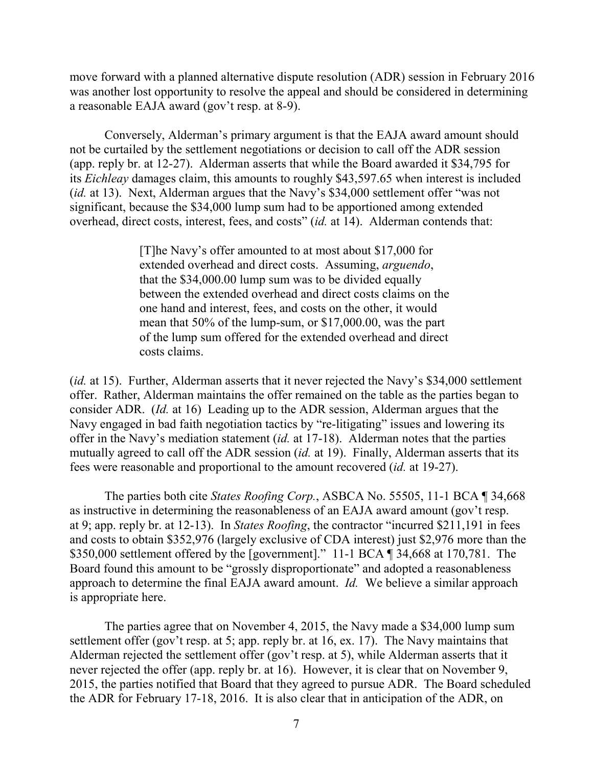move forward with a planned alternative dispute resolution (ADR) session in February 2016 was another lost opportunity to resolve the appeal and should be considered in determining a reasonable EAJA award (gov't resp. at 8-9).

Conversely, Alderman's primary argument is that the EAJA award amount should not be curtailed by the settlement negotiations or decision to call off the ADR session (app. reply br. at 12-27). Alderman asserts that while the Board awarded it $34,795 for its *Eichleay* damages claim, this amounts to roughly $43,597.65 when interest is included (*id.* at 13). Next, Alderman argues that the Navy's $34,000 settlement offer "was not significant, because the $34,000 lump sum had to be apportioned among extended overhead, direct costs, interest, fees, and costs" (*id.* at 14). Alderman contends that:

> [T]he Navy's offer amounted to at most about $17,000 for extended overhead and direct costs. Assuming, *arguendo*, that the $34,000.00 lump sum was to be divided equally between the extended overhead and direct costs claims on the one hand and interest, fees, and costs on the other, it would mean that 50% of the lump-sum, or $17,000.00, was the part of the lump sum offered for the extended overhead and direct costs claims.

(*id.* at 15). Further, Alderman asserts that it never rejected the Navy's $34,000 settlement offer. Rather, Alderman maintains the offer remained on the table as the parties began to consider ADR. (*Id.* at 16) Leading up to the ADR session, Alderman argues that the Navy engaged in bad faith negotiation tactics by "re-litigating" issues and lowering its offer in the Navy's mediation statement (*id.* at 17-18). Alderman notes that the parties mutually agreed to call off the ADR session (*id.* at 19). Finally, Alderman asserts that its fees were reasonable and proportional to the amount recovered (*id.* at 19-27).

The parties both cite *States Roofing Corp.*, ASBCA No. 55505, 11-1 BCA ¶ 34,668 as instructive in determining the reasonableness of an EAJA award amount (gov't resp. at 9; app. reply br. at 12-13). In *States Roofing*, the contractor "incurred $211,191 in fees and costs to obtain $352,976 (largely exclusive of CDA interest) just $2,976 more than the $350,000 settlement offered by the [government]." 11-1 BCA ¶ 34,668 at 170,781. The Board found this amount to be "grossly disproportionate" and adopted a reasonableness approach to determine the final EAJA award amount. *Id.* We believe a similar approach is appropriate here.

The parties agree that on November 4, 2015, the Navy made a $34,000 lump sum settlement offer (gov't resp. at 5; app. reply br. at 16, ex. 17). The Navy maintains that Alderman rejected the settlement offer (gov't resp. at 5), while Alderman asserts that it never rejected the offer (app. reply br. at 16). However, it is clear that on November 9, 2015, the parties notified that Board that they agreed to pursue ADR. The Board scheduled the ADR for February 17-18, 2016. It is also clear that in anticipation of the ADR, on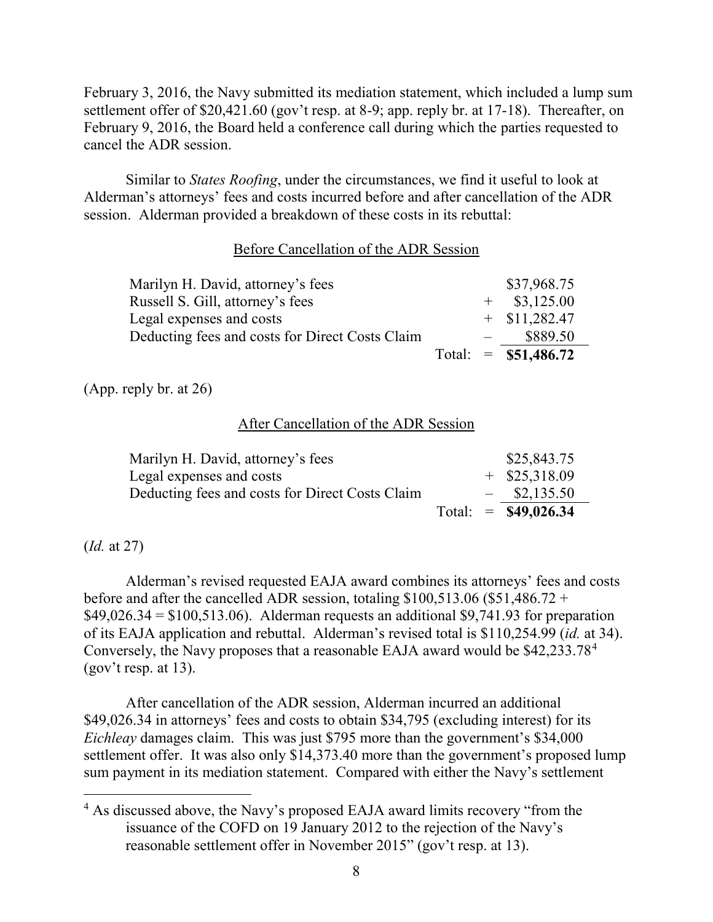February 3, 2016, the Navy submitted its mediation statement, which included a lump sum settlement offer of $20,421.60 (gov't resp. at 8-9; app. reply br. at 17-18). Thereafter, on February 9, 2016, the Board held a conference call during which the parties requested to cancel the ADR session.

Similar to *States Roofing*, under the circumstances, we find it useful to look at Alderman's attorneys' fees and costs incurred before and after cancellation of the ADR session. Alderman provided a breakdown of these costs in its rebuttal:

Before Cancellation of the ADR Session

| | | | |
|---|---|---|---|
| Marilyn H. David, attorney's fees | | | $37,968.75 |
| Russell S. Gill, attorney's fees | | + | $3,125.00 |
| Legal expenses and costs | | + | $11,282.47 |
| Deducting fees and costs for Direct Costs Claim | | – | $889.50 |
| | Total: | = | **$51,486.72** |

(App. reply br. at 26)

After Cancellation of the ADR Session

| | | | |
|---|---|---|---|
| Marilyn H. David, attorney's fees | | | $25,843.75 |
| Legal expenses and costs | | + | $25,318.09 |
| Deducting fees and costs for Direct Costs Claim | | – | $2,135.50 |
| | Total: | = | **$49,026.34** |

(*Id.* at 27)

Alderman's revised requested EAJA award combines its attorneys' fees and costs before and after the cancelled ADR session, totaling $100,513.06 ($51,486.72 + $49,026.34 = $100,513.06). Alderman requests an additional $9,741.93 for preparation of its EAJA application and rebuttal. Alderman's revised total is $110,254.99 (*id.* at 34). Conversely, the Navy proposes that a reasonable EAJA award would be $42,233.78[4] (gov't resp. at 13).

After cancellation of the ADR session, Alderman incurred an additional $49,026.34 in attorneys' fees and costs to obtain $34,795 (excluding interest) for its *Eichleay* damages claim. This was just $795 more than the government's $34,000 settlement offer. It was also only $14,373.40 more than the government's proposed lump sum payment in its mediation statement. Compared with either the Navy's settlement

---

[4] As discussed above, the Navy's proposed EAJA award limits recovery "from the issuance of the COFD on 19 January 2012 to the rejection of the Navy's reasonable settlement offer in November 2015" (gov't resp. at 13).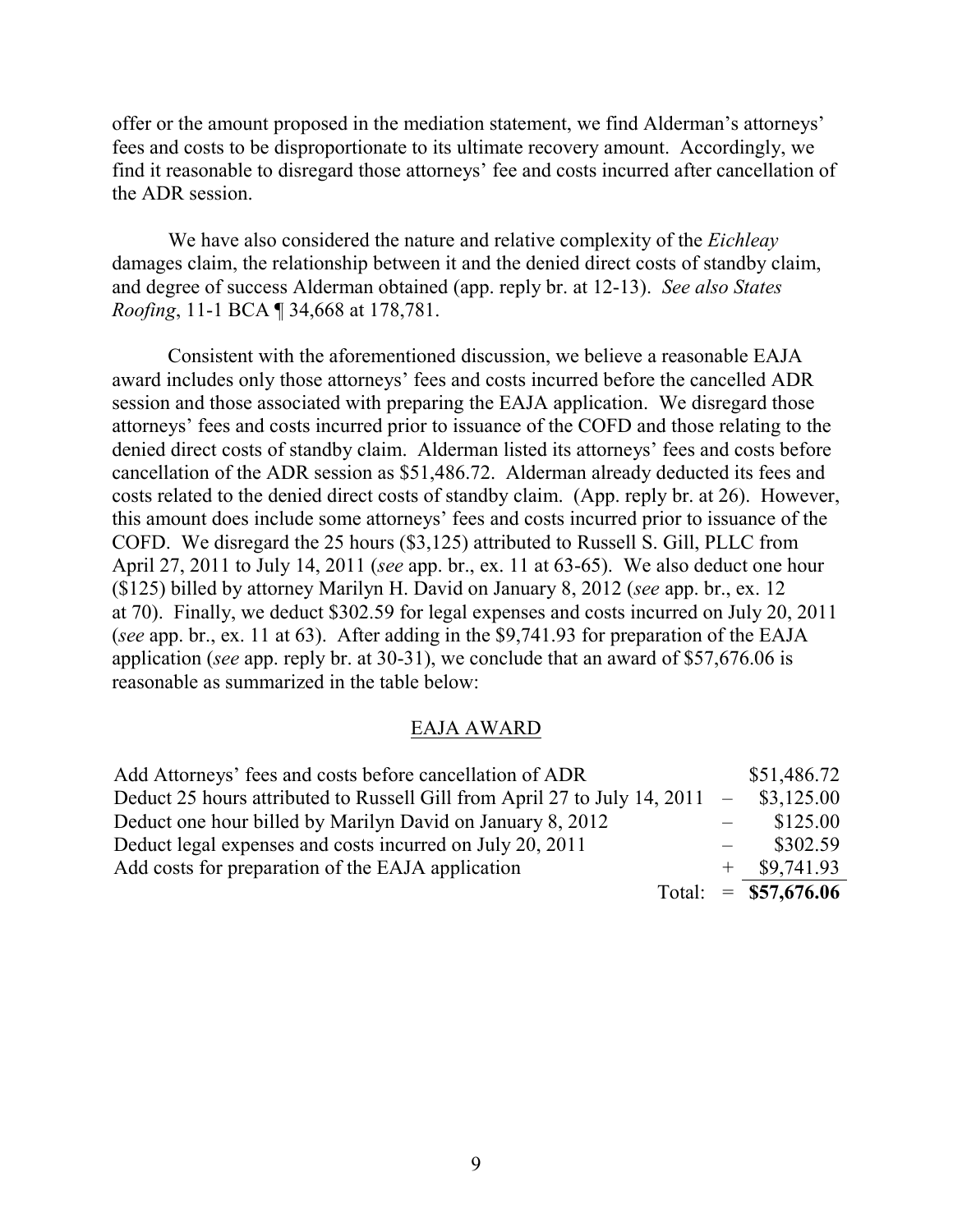offer or the amount proposed in the mediation statement, we find Alderman's attorneys' fees and costs to be disproportionate to its ultimate recovery amount. Accordingly, we find it reasonable to disregard those attorneys' fee and costs incurred after cancellation of the ADR session.

We have also considered the nature and relative complexity of the *Eichleay* damages claim, the relationship between it and the denied direct costs of standby claim, and degree of success Alderman obtained (app. reply br. at 12-13). *See also States Roofing*, 11-1 BCA ¶ 34,668 at 178,781.

Consistent with the aforementioned discussion, we believe a reasonable EAJA award includes only those attorneys' fees and costs incurred before the cancelled ADR session and those associated with preparing the EAJA application. We disregard those attorneys' fees and costs incurred prior to issuance of the COFD and those relating to the denied direct costs of standby claim. Alderman listed its attorneys' fees and costs before cancellation of the ADR session as $51,486.72. Alderman already deducted its fees and costs related to the denied direct costs of standby claim. (App. reply br. at 26). However, this amount does include some attorneys' fees and costs incurred prior to issuance of the COFD. We disregard the 25 hours ($3,125) attributed to Russell S. Gill, PLLC from April 27, 2011 to July 14, 2011 (*see* app. br., ex. 11 at 63-65). We also deduct one hour ($125) billed by attorney Marilyn H. David on January 8, 2012 (*see* app. br., ex. 12 at 70). Finally, we deduct $302.59 for legal expenses and costs incurred on July 20, 2011 (*see* app. br., ex. 11 at 63). After adding in the $9,741.93 for preparation of the EAJA application (*see* app. reply br. at 30-31), we conclude that an award of $57,676.06 is reasonable as summarized in the table below:

EAJA AWARD

| | | |
|---|---|---|
| Add Attorneys' fees and costs before cancellation of ADR | | $51,486.72 |
| Deduct 25 hours attributed to Russell Gill from April 27 to July 14, 2011 | – | $3,125.00 |
| Deduct one hour billed by Marilyn David on January 8, 2012 | – | $125.00 |
| Deduct legal expenses and costs incurred on July 20, 2011 | – | $302.59 |
| Add costs for preparation of the EAJA application | + | $9,741.93 |
| Total: | = | **$57,676.06** |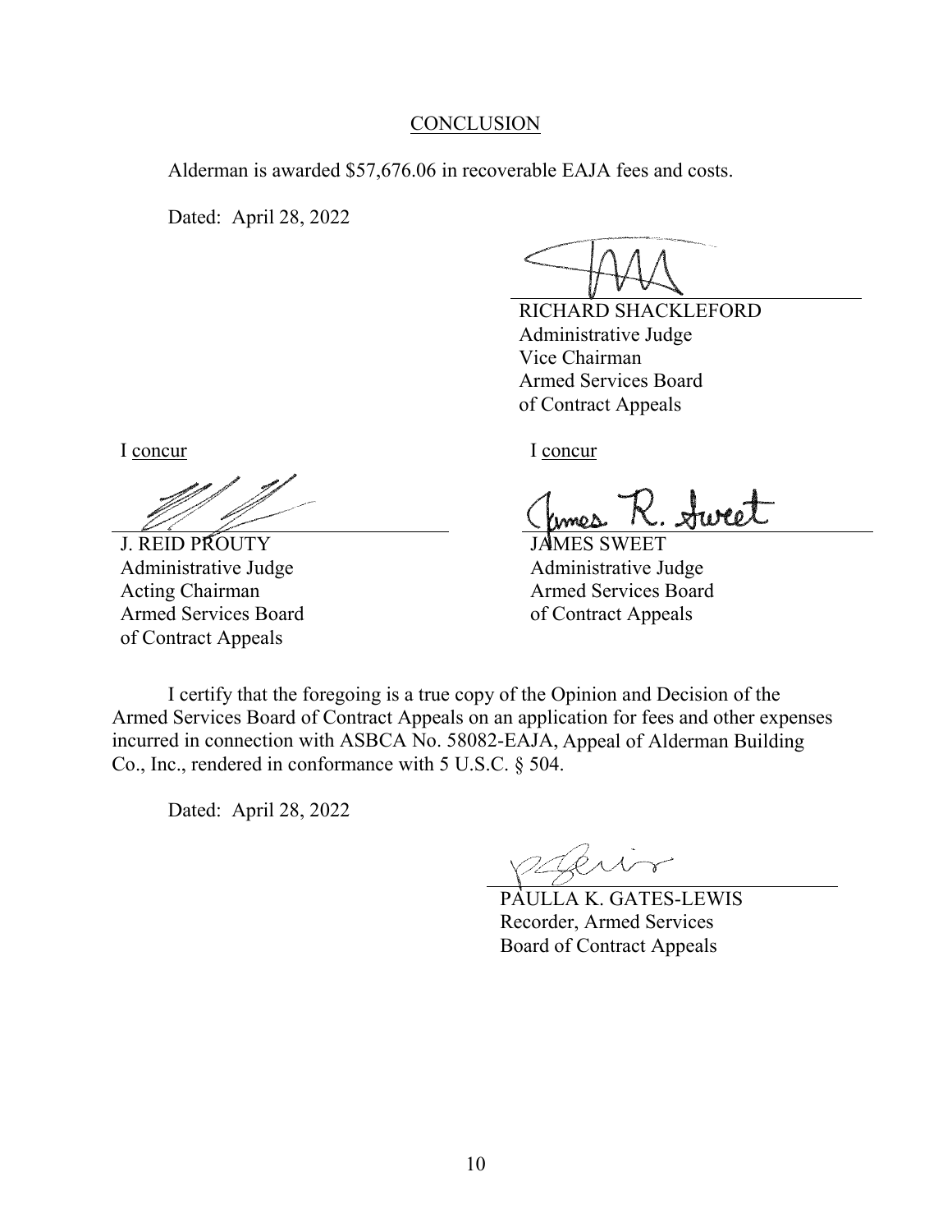## CONCLUSION

Alderman is awarded $57,676.06 in recoverable EAJA fees and costs.

Dated: April 28, 2022

RICHARD SHACKLEFORD
Administrative Judge
Vice Chairman
Armed Services Board
of Contract Appeals

I concur

J. REID PROUTY
Administrative Judge
Acting Chairman
Armed Services Board
of Contract Appeals

I concur

JAMES SWEET
Administrative Judge
Armed Services Board
of Contract Appeals

I certify that the foregoing is a true copy of the Opinion and Decision of the Armed Services Board of Contract Appeals on an application for fees and other expenses incurred in connection with ASBCA No. 58082-EAJA, Appeal of Alderman Building Co., Inc., rendered in conformance with 5 U.S.C. § 504.

Dated: April 28, 2022

PAULLA K. GATES-LEWIS
Recorder, Armed Services
Board of Contract Appeals